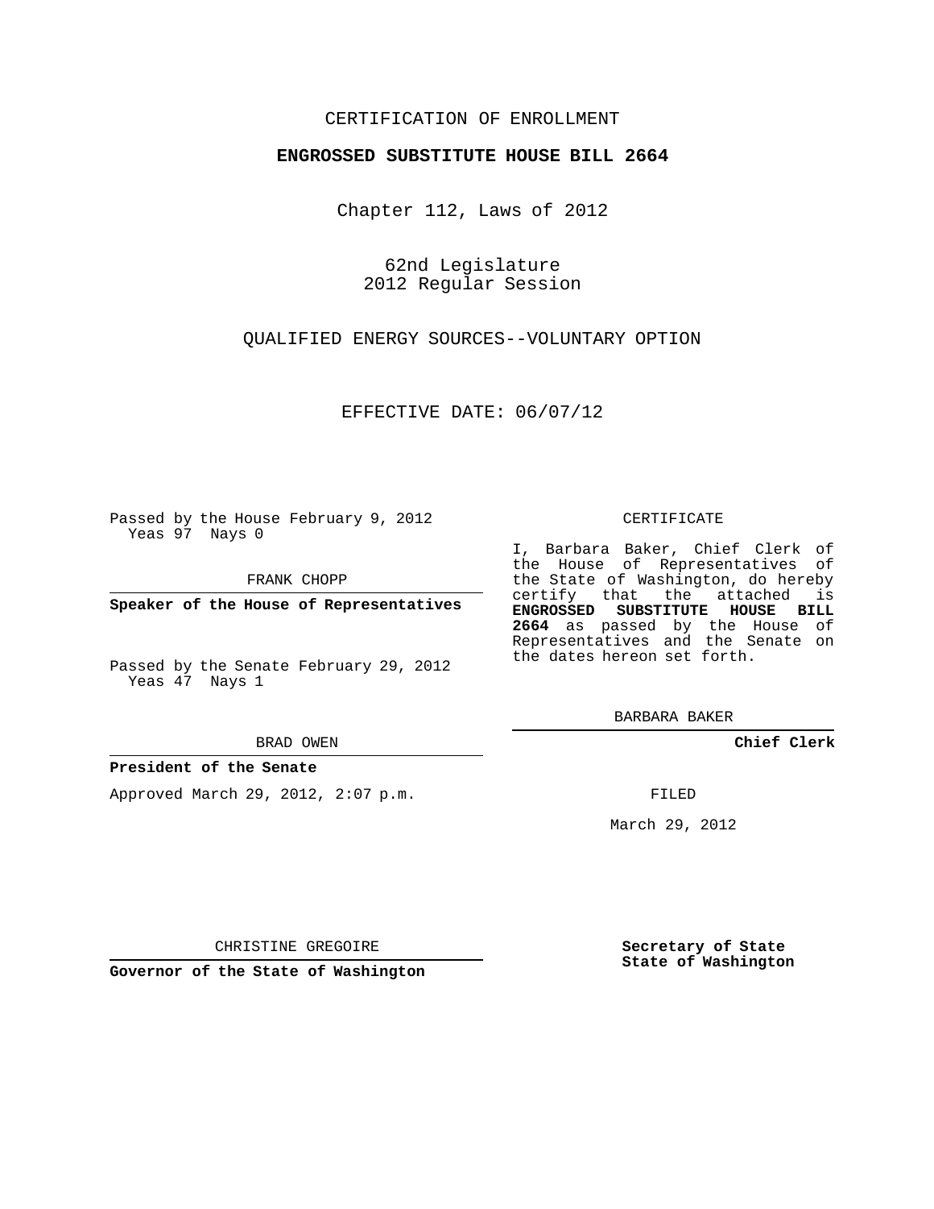CERTIFICATION OF ENROLLMENT

**ENGROSSED SUBSTITUTE HOUSE BILL 2664**

Chapter 112, Laws of 2012

62nd Legislature
2012 Regular Session

QUALIFIED ENERGY SOURCES--VOLUNTARY OPTION

EFFECTIVE DATE: 06/07/12

Passed by the House February 9, 2012
Yeas 97 Nays 0

FRANK CHOPP

**Speaker of the House of Representatives**

Passed by the Senate February 29, 2012
Yeas 47 Nays 1

BRAD OWEN

**President of the Senate**

Approved March 29, 2012, 2:07 p.m.

CHRISTINE GREGOIRE

**Governor of the State of Washington**

CERTIFICATE

I, Barbara Baker, Chief Clerk of the House of Representatives of the State of Washington, do hereby certify that the attached is **ENGROSSED SUBSTITUTE HOUSE BILL 2664** as passed by the House of Representatives and the Senate on the dates hereon set forth.

BARBARA BAKER

**Chief Clerk**

FILED

March 29, 2012

**Secretary of State**
**State of Washington**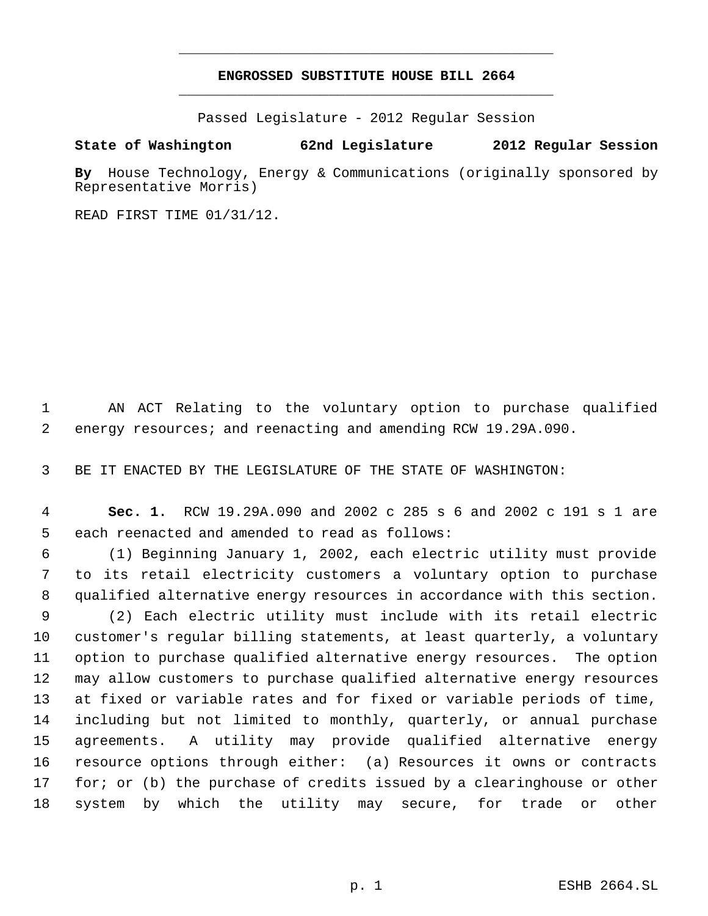**ENGROSSED SUBSTITUTE HOUSE BILL 2664**

Passed Legislature - 2012 Regular Session

**State of Washington 62nd Legislature 2012 Regular Session**

**By** House Technology, Energy & Communications (originally sponsored by Representative Morris)

READ FIRST TIME 01/31/12.

AN ACT Relating to the voluntary option to purchase qualified energy resources; and reenacting and amending RCW 19.29A.090.

BE IT ENACTED BY THE LEGISLATURE OF THE STATE OF WASHINGTON:

**Sec. 1.** RCW 19.29A.090 and 2002 c 285 s 6 and 2002 c 191 s 1 are each reenacted and amended to read as follows:

(1) Beginning January 1, 2002, each electric utility must provide to its retail electricity customers a voluntary option to purchase qualified alternative energy resources in accordance with this section.

(2) Each electric utility must include with its retail electric customer's regular billing statements, at least quarterly, a voluntary option to purchase qualified alternative energy resources. The option may allow customers to purchase qualified alternative energy resources at fixed or variable rates and for fixed or variable periods of time, including but not limited to monthly, quarterly, or annual purchase agreements. A utility may provide qualified alternative energy resource options through either: (a) Resources it owns or contracts for; or (b) the purchase of credits issued by a clearinghouse or other system by which the utility may secure, for trade or other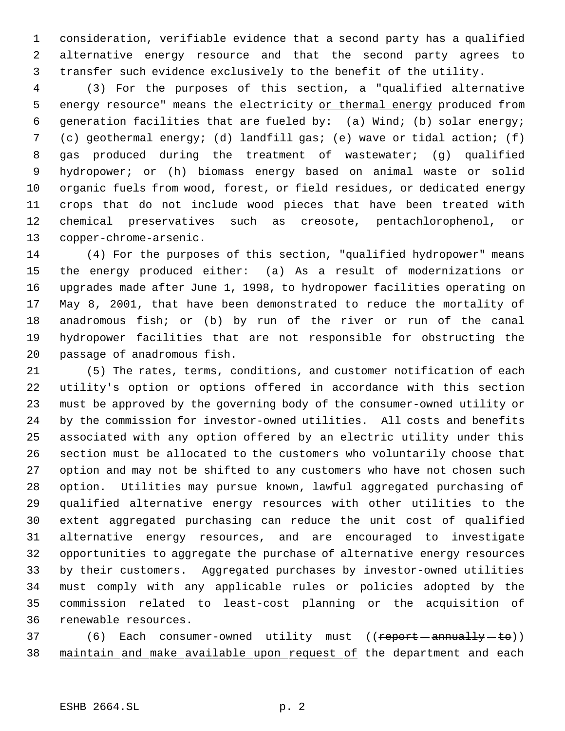consideration, verifiable evidence that a second party has a qualified alternative energy resource and that the second party agrees to transfer such evidence exclusively to the benefit of the utility.

(3) For the purposes of this section, a "qualified alternative energy resource" means the electricity <u>or thermal energy</u> produced from generation facilities that are fueled by: (a) Wind; (b) solar energy; (c) geothermal energy; (d) landfill gas; (e) wave or tidal action; (f) gas produced during the treatment of wastewater; (g) qualified hydropower; or (h) biomass energy based on animal waste or solid organic fuels from wood, forest, or field residues, or dedicated energy crops that do not include wood pieces that have been treated with chemical preservatives such as creosote, pentachlorophenol, or copper-chrome-arsenic.

(4) For the purposes of this section, "qualified hydropower" means the energy produced either: (a) As a result of modernizations or upgrades made after June 1, 1998, to hydropower facilities operating on May 8, 2001, that have been demonstrated to reduce the mortality of anadromous fish; or (b) by run of the river or run of the canal hydropower facilities that are not responsible for obstructing the passage of anadromous fish.

(5) The rates, terms, conditions, and customer notification of each utility's option or options offered in accordance with this section must be approved by the governing body of the consumer-owned utility or by the commission for investor-owned utilities. All costs and benefits associated with any option offered by an electric utility under this section must be allocated to the customers who voluntarily choose that option and may not be shifted to any customers who have not chosen such option. Utilities may pursue known, lawful aggregated purchasing of qualified alternative energy resources with other utilities to the extent aggregated purchasing can reduce the unit cost of qualified alternative energy resources, and are encouraged to investigate opportunities to aggregate the purchase of alternative energy resources by their customers. Aggregated purchases by investor-owned utilities must comply with any applicable rules or policies adopted by the commission related to least-cost planning or the acquisition of renewable resources.

(6) Each consumer-owned utility must ((~~report annually to~~)) <u>maintain and make available upon request of</u> the department and each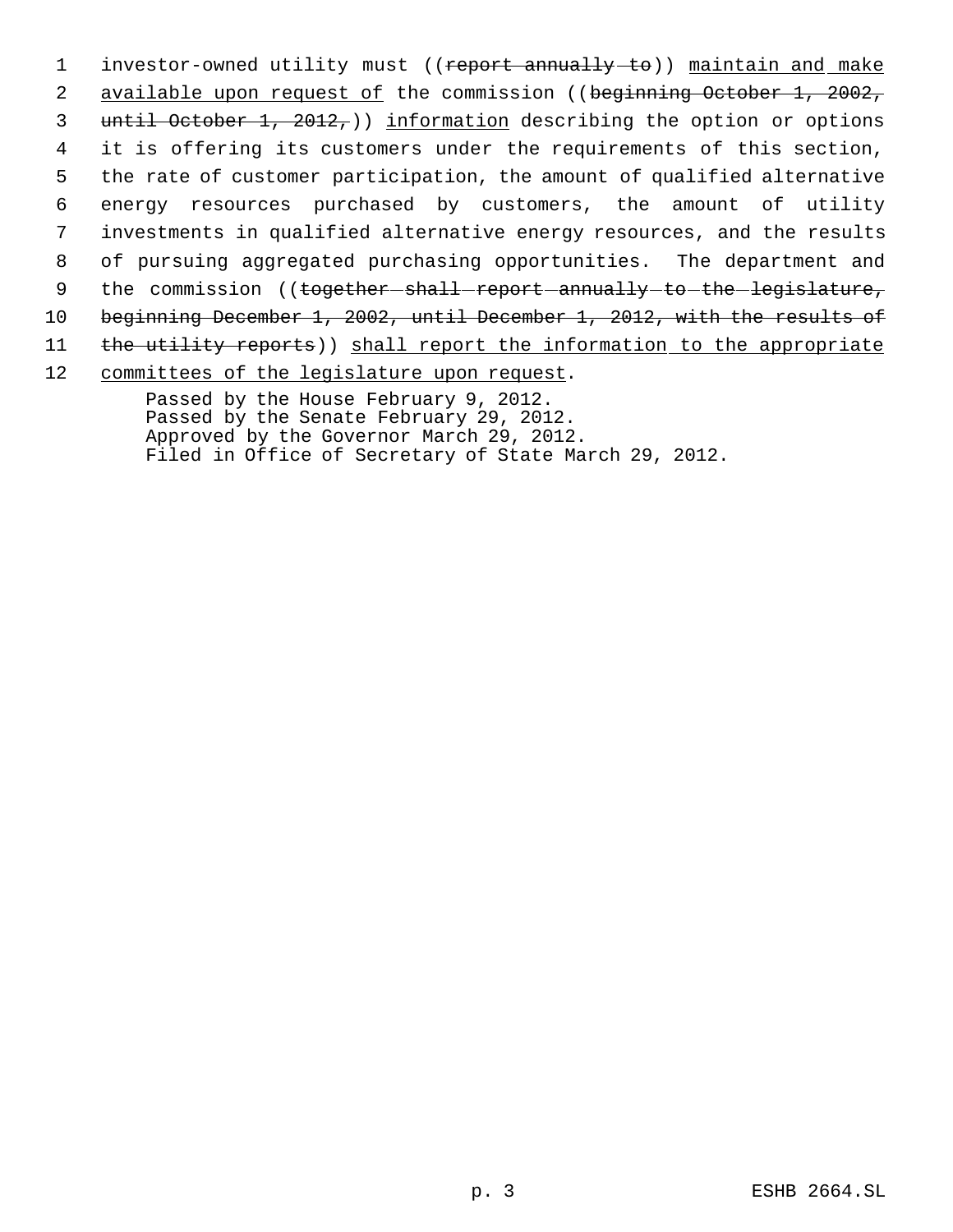investor-owned utility must ((~~report annually to~~)) <u>maintain and make available upon request of</u> the commission ((~~beginning October 1, 2002, until October 1, 2012,~~)) <u>information</u> describing the option or options it is offering its customers under the requirements of this section, the rate of customer participation, the amount of qualified alternative energy resources purchased by customers, the amount of utility investments in qualified alternative energy resources, and the results of pursuing aggregated purchasing opportunities. The department and the commission ((~~together shall report annually to the legislature, beginning December 1, 2002, until December 1, 2012, with the results of the utility reports~~)) <u>shall report the information to the appropriate committees of the legislature upon request</u>.

Passed by the House February 9, 2012.
Passed by the Senate February 29, 2012.
Approved by the Governor March 29, 2012.
Filed in Office of Secretary of State March 29, 2012.